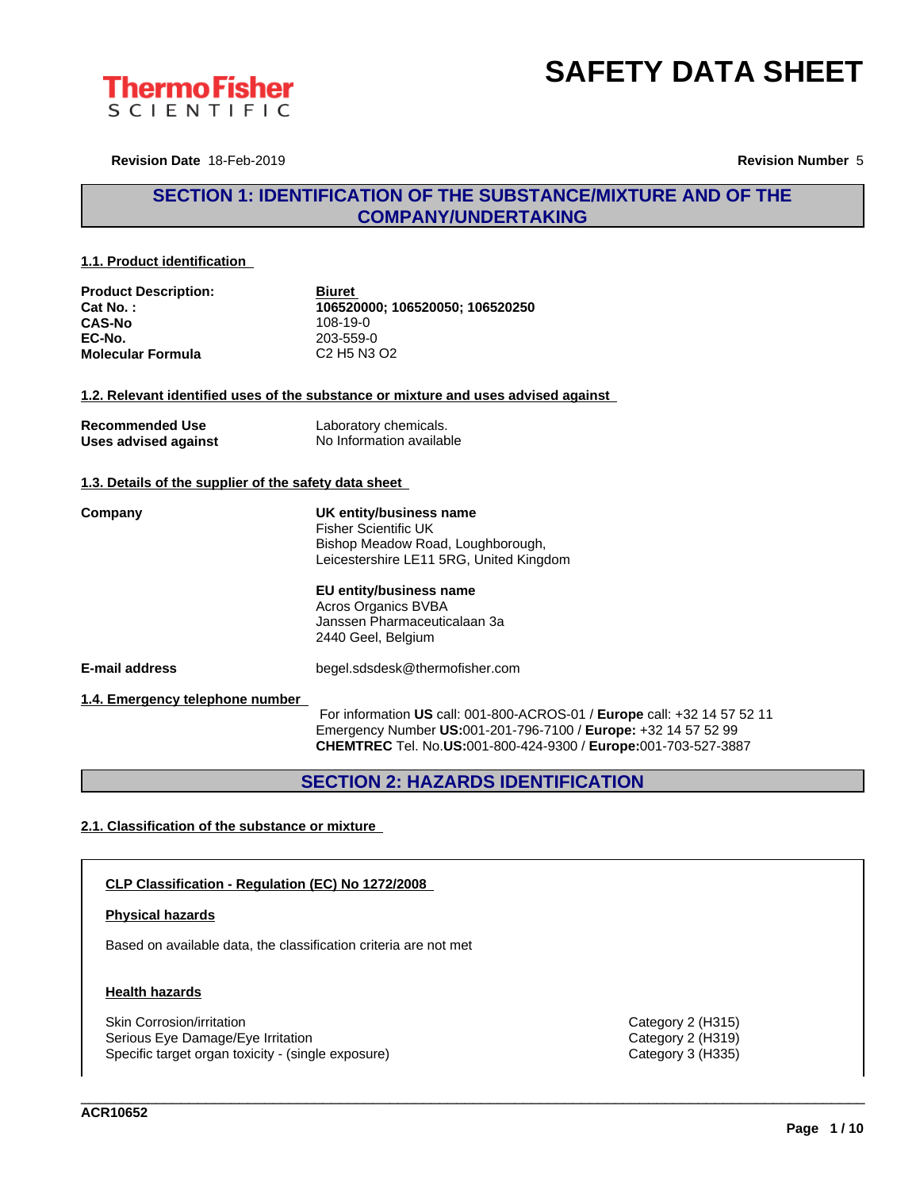# SAFETY DATA SHEET

**Revision Date** 18-Feb-2019 **Revision Number** 5

## SECTION 1: IDENTIFICATION OF THE SUBSTANCE/MIXTURE AND OF THE COMPANY/UNDERTAKING

### 1.1. Product identification

| | |
|---|---|
| **Product Description:** | **Biuret** |
| **Cat No. :** | **106520000; 106520050; 106520250** |
| **CAS-No** | 108-19-0 |
| **EC-No.** | 203-559-0 |
| **Molecular Formula** | C2 H5 N3 O2 |

### 1.2. Relevant identified uses of the substance or mixture and uses advised against

| | |
|---|---|
| **Recommended Use** | Laboratory chemicals. |
| **Uses advised against** | No Information available |

### 1.3. Details of the supplier of the safety data sheet

**Company**

**UK entity/business name**
Fisher Scientific UK
Bishop Meadow Road, Loughborough,
Leicestershire LE11 5RG, United Kingdom

**EU entity/business name**
Acros Organics BVBA
Janssen Pharmaceuticalaan 3a
2440 Geel, Belgium

**E-mail address** begel.sdsdesk@thermofisher.com

### 1.4. Emergency telephone number

For information **US** call: 001-800-ACROS-01 / **Europe** call: +32 14 57 52 11
Emergency Number **US:**001-201-796-7100 / **Europe:** +32 14 57 52 99
**CHEMTREC** Tel. No.**US:**001-800-424-9300 / **Europe:**001-703-527-3887

## SECTION 2: HAZARDS IDENTIFICATION

### 2.1. Classification of the substance or mixture

**CLP Classification - Regulation (EC) No 1272/2008**

**Physical hazards**

Based on available data, the classification criteria are not met

**Health hazards**

| | |
|---|---|
| Skin Corrosion/irritation | Category 2 (H315) |
| Serious Eye Damage/Eye Irritation | Category 2 (H319) |
| Specific target organ toxicity - (single exposure) | Category 3 (H335) |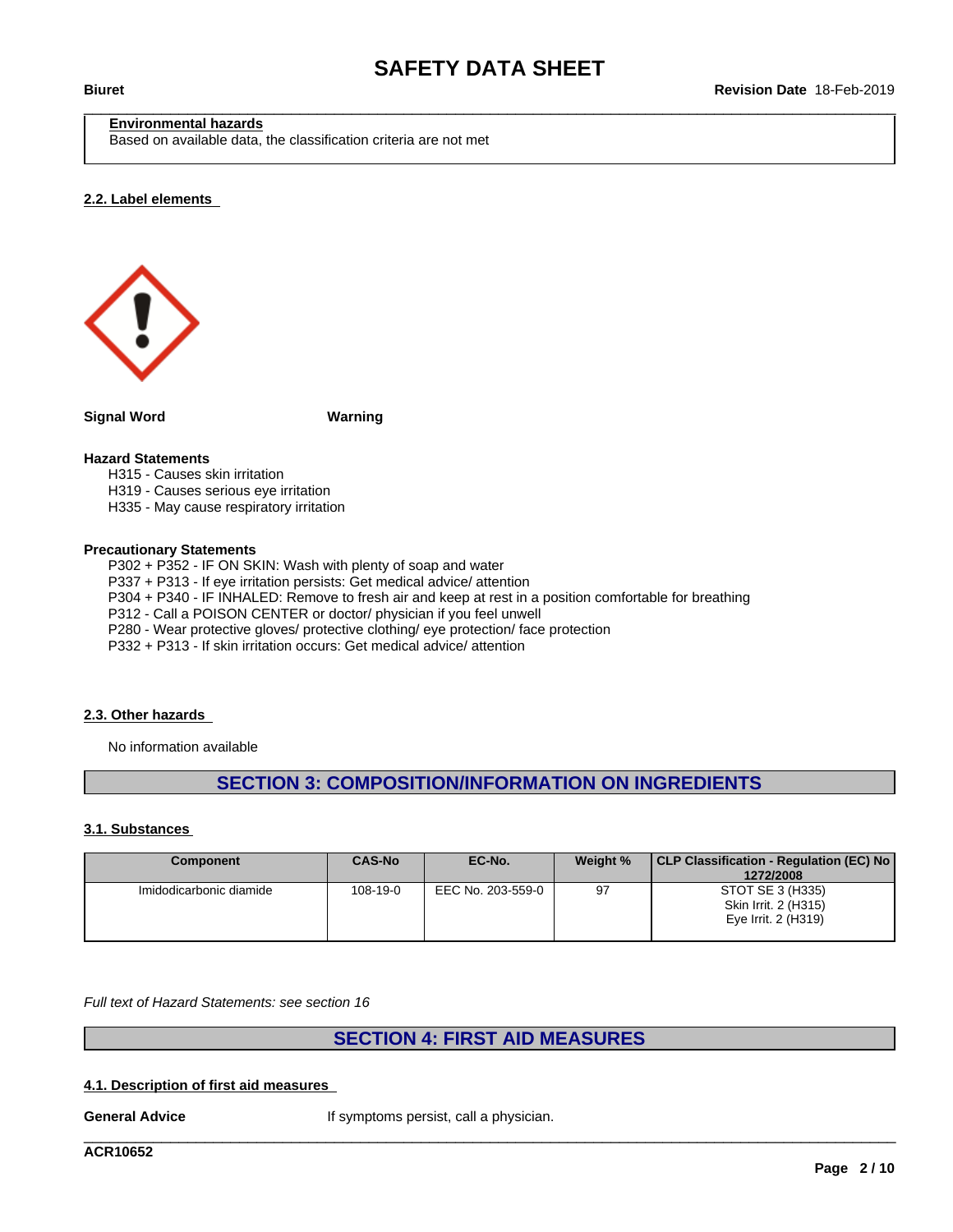**Environmental hazards**
Based on available data, the classification criteria are not met

### 2.2. Label elements

**Signal Word** **Warning**

**Hazard Statements**

H315 - Causes skin irritation
H319 - Causes serious eye irritation
H335 - May cause respiratory irritation

**Precautionary Statements**

P302 + P352 - IF ON SKIN: Wash with plenty of soap and water
P337 + P313 - If eye irritation persists: Get medical advice/ attention
P304 + P340 - IF INHALED: Remove to fresh air and keep at rest in a position comfortable for breathing
P312 - Call a POISON CENTER or doctor/ physician if you feel unwell
P280 - Wear protective gloves/ protective clothing/ eye protection/ face protection
P332 + P313 - If skin irritation occurs: Get medical advice/ attention

### 2.3. Other hazards

No information available

## SECTION 3: COMPOSITION/INFORMATION ON INGREDIENTS

### 3.1. Substances

| Component | CAS-No | EC-No. | Weight % | CLP Classification - Regulation (EC) No 1272/2008 |
|---|---|---|---|---|
| Imidodicarbonic diamide | 108-19-0 | EEC No. 203-559-0 | 97 | STOT SE 3 (H335)<br>Skin Irrit. 2 (H315)<br>Eye Irrit. 2 (H319) |

*Full text of Hazard Statements: see section 16*

## SECTION 4: FIRST AID MEASURES

### 4.1. Description of first aid measures

**General Advice** If symptoms persist, call a physician.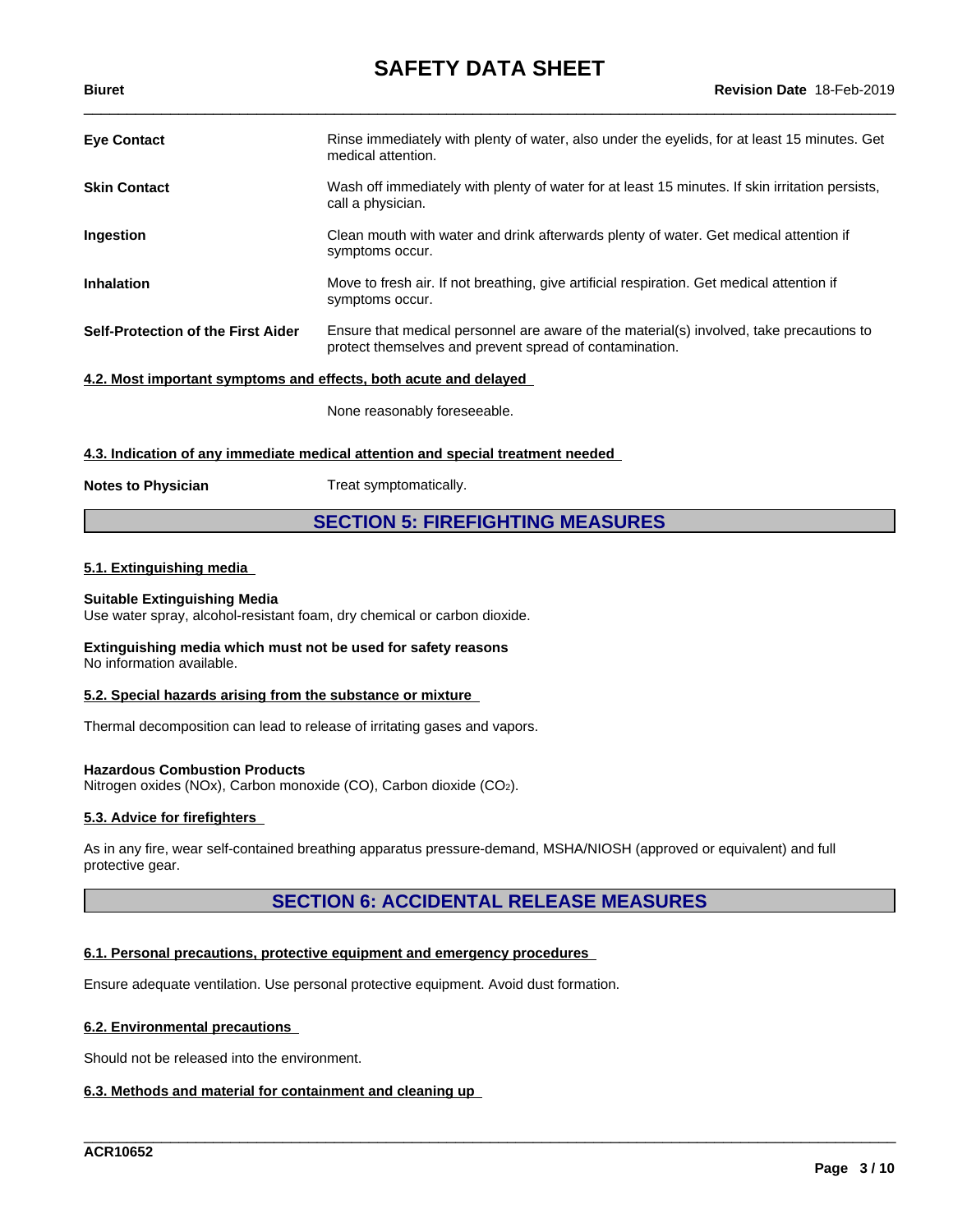| | |
|---|---|
| **Eye Contact** | Rinse immediately with plenty of water, also under the eyelids, for at least 15 minutes. Get medical attention. |
| **Skin Contact** | Wash off immediately with plenty of water for at least 15 minutes. If skin irritation persists, call a physician. |
| **Ingestion** | Clean mouth with water and drink afterwards plenty of water. Get medical attention if symptoms occur. |
| **Inhalation** | Move to fresh air. If not breathing, give artificial respiration. Get medical attention if symptoms occur. |
| **Self-Protection of the First Aider** | Ensure that medical personnel are aware of the material(s) involved, take precautions to protect themselves and prevent spread of contamination. |

### 4.2. Most important symptoms and effects, both acute and delayed

None reasonably foreseeable.

### 4.3. Indication of any immediate medical attention and special treatment needed

**Notes to Physician** Treat symptomatically.

## SECTION 5: FIREFIGHTING MEASURES

### 5.1. Extinguishing media

**Suitable Extinguishing Media**
Use water spray, alcohol-resistant foam, dry chemical or carbon dioxide.

**Extinguishing media which must not be used for safety reasons**
No information available.

### 5.2. Special hazards arising from the substance or mixture

Thermal decomposition can lead to release of irritating gases and vapors.

**Hazardous Combustion Products**
Nitrogen oxides (NOx), Carbon monoxide (CO), Carbon dioxide ($CO_2$).

### 5.3. Advice for firefighters

As in any fire, wear self-contained breathing apparatus pressure-demand, MSHA/NIOSH (approved or equivalent) and full protective gear.

## SECTION 6: ACCIDENTAL RELEASE MEASURES

### 6.1. Personal precautions, protective equipment and emergency procedures

Ensure adequate ventilation. Use personal protective equipment. Avoid dust formation.

### 6.2. Environmental precautions

Should not be released into the environment.

### 6.3. Methods and material for containment and cleaning up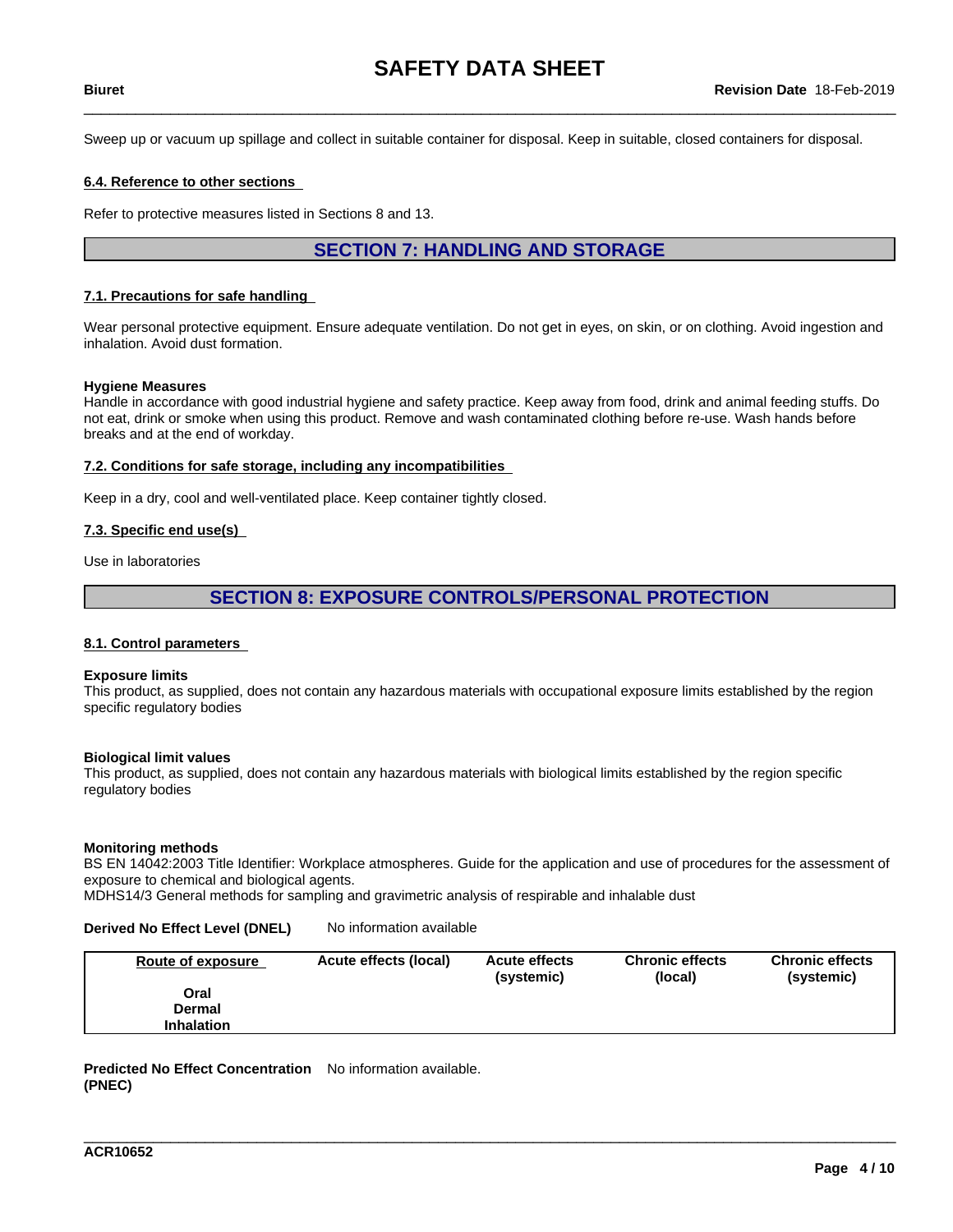Sweep up or vacuum up spillage and collect in suitable container for disposal. Keep in suitable, closed containers for disposal.

**6.4. Reference to other sections**

Refer to protective measures listed in Sections 8 and 13.

## SECTION 7: HANDLING AND STORAGE

**7.1. Precautions for safe handling**

Wear personal protective equipment. Ensure adequate ventilation. Do not get in eyes, on skin, or on clothing. Avoid ingestion and inhalation. Avoid dust formation.

**Hygiene Measures**
Handle in accordance with good industrial hygiene and safety practice. Keep away from food, drink and animal feeding stuffs. Do not eat, drink or smoke when using this product. Remove and wash contaminated clothing before re-use. Wash hands before breaks and at the end of workday.

**7.2. Conditions for safe storage, including any incompatibilities**

Keep in a dry, cool and well-ventilated place. Keep container tightly closed.

**7.3. Specific end use(s)**

Use in laboratories

## SECTION 8: EXPOSURE CONTROLS/PERSONAL PROTECTION

**8.1. Control parameters**

**Exposure limits**
This product, as supplied, does not contain any hazardous materials with occupational exposure limits established by the region specific regulatory bodies

**Biological limit values**
This product, as supplied, does not contain any hazardous materials with biological limits established by the region specific regulatory bodies

**Monitoring methods**
BS EN 14042:2003 Title Identifier: Workplace atmospheres. Guide for the application and use of procedures for the assessment of exposure to chemical and biological agents.
MDHS14/3 General methods for sampling and gravimetric analysis of respirable and inhalable dust

**Derived No Effect Level (DNEL)** No information available

| Route of exposure | Acute effects (local) | Acute effects (systemic) | Chronic effects (local) | Chronic effects (systemic) |
|---|---|---|---|---|
| Oral | | | | |
| Dermal | | | | |
| Inhalation | | | | |

**Predicted No Effect Concentration (PNEC)** No information available.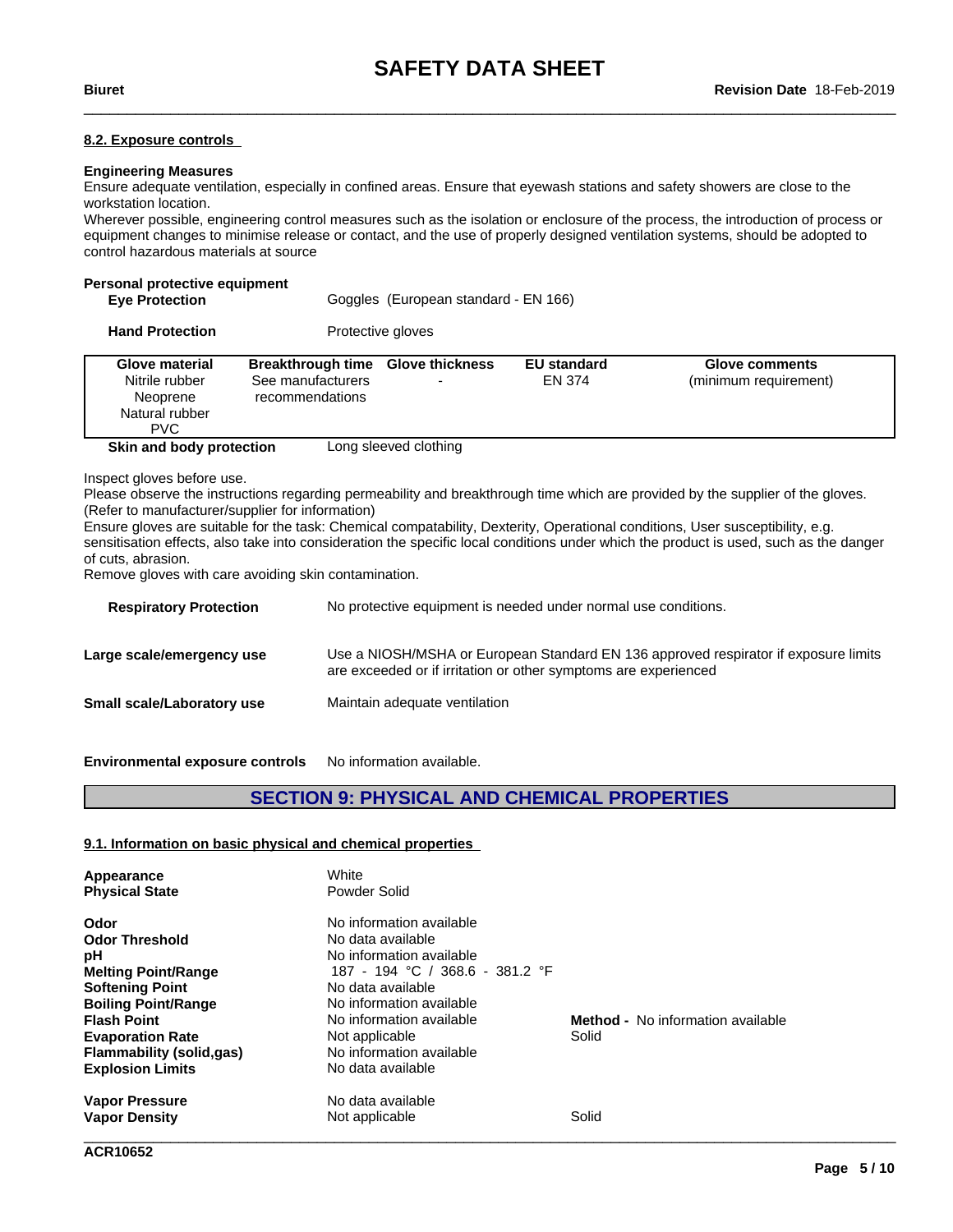#### 8.2. Exposure controls

**Engineering Measures**

Ensure adequate ventilation, especially in confined areas. Ensure that eyewash stations and safety showers are close to the workstation location.

Wherever possible, engineering control measures such as the isolation or enclosure of the process, the introduction of process or equipment changes to minimise release or contact, and the use of properly designed ventilation systems, should be adopted to control hazardous materials at source

**Personal protective equipment**

**Eye Protection** Goggles (European standard - EN 166)

**Hand Protection** Protective gloves

| Glove material | Breakthrough time | Glove thickness | EU standard | Glove comments |
|---|---|---|---|---|
| Nitrile rubber<br>Neoprene<br>Natural rubber<br>PVC | See manufacturers recommendations | - | EN 374 | (minimum requirement) |

**Skin and body protection** Long sleeved clothing

Inspect gloves before use.
Please observe the instructions regarding permeability and breakthrough time which are provided by the supplier of the gloves. (Refer to manufacturer/supplier for information)
Ensure gloves are suitable for the task: Chemical compatability, Dexterity, Operational conditions, User susceptibility, e.g. sensitisation effects, also take into consideration the specific local conditions under which the product is used, such as the danger of cuts, abrasion.
Remove gloves with care avoiding skin contamination.

**Respiratory Protection** No protective equipment is needed under normal use conditions.

**Large scale/emergency use** Use a NIOSH/MSHA or European Standard EN 136 approved respirator if exposure limits are exceeded or if irritation or other symptoms are experienced

**Small scale/Laboratory use** Maintain adequate ventilation

**Environmental exposure controls** No information available.

## SECTION 9: PHYSICAL AND CHEMICAL PROPERTIES

#### 9.1. Information on basic physical and chemical properties

| | | |
|---|---|---|
| **Appearance** | White | |
| **Physical State** | Powder Solid | |
| **Odor** | No information available | |
| **Odor Threshold** | No data available | |
| **pH** | No information available | |
| **Melting Point/Range** | 187 - 194 °C / 368.6 - 381.2 °F | |
| **Softening Point** | No data available | |
| **Boiling Point/Range** | No information available | |
| **Flash Point** | No information available | **Method -** No information available |
| **Evaporation Rate** | Not applicable | Solid |
| **Flammability (solid,gas)** | No information available | |
| **Explosion Limits** | No data available | |
| **Vapor Pressure** | No data available | |
| **Vapor Density** | Not applicable | Solid |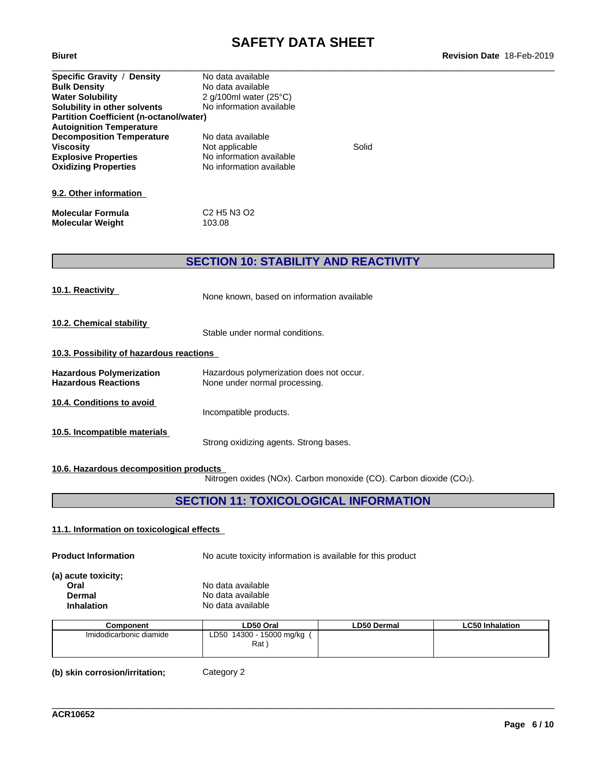| | | |
|---|---|---|
| **Specific Gravity / Density** | No data available | |
| **Bulk Density** | No data available | |
| **Water Solubility** | 2 g/100ml water (25°C) | |
| **Solubility in other solvents** | No information available | |
| **Partition Coefficient (n-octanol/water)** | | |
| **Autoignition Temperature** | | |
| **Decomposition Temperature** | No data available | |
| **Viscosity** | Not applicable | Solid |
| **Explosive Properties** | No information available | |
| **Oxidizing Properties** | No information available | |

**9.2. Other information**

| | |
|---|---|
| **Molecular Formula** | C2 H5 N3 O2 |
| **Molecular Weight** | 103.08 |

## SECTION 10: STABILITY AND REACTIVITY

**10.1. Reactivity**

None known, based on information available

**10.2. Chemical stability**

Stable under normal conditions.

**10.3. Possibility of hazardous reactions**

| | |
|---|---|
| **Hazardous Polymerization** | Hazardous polymerization does not occur. |
| **Hazardous Reactions** | None under normal processing. |

**10.4. Conditions to avoid**

Incompatible products.

**10.5. Incompatible materials**

Strong oxidizing agents. Strong bases.

**10.6. Hazardous decomposition products**

Nitrogen oxides (NOx). Carbon monoxide (CO). Carbon dioxide ($CO_2$).

## SECTION 11: TOXICOLOGICAL INFORMATION

**11.1. Information on toxicological effects**

**Product Information** No acute toxicity information is available for this product

**(a) acute toxicity;**

| | |
|---|---|
| **Oral** | No data available |
| **Dermal** | No data available |
| **Inhalation** | No data available |

| Component | LD50 Oral | LD50 Dermal | LC50 Inhalation |
|---|---|---|---|
| Imidodicarbonic diamide | LD50 14300 - 15000 mg/kg ( Rat ) | | |

**(b) skin corrosion/irritation;** Category 2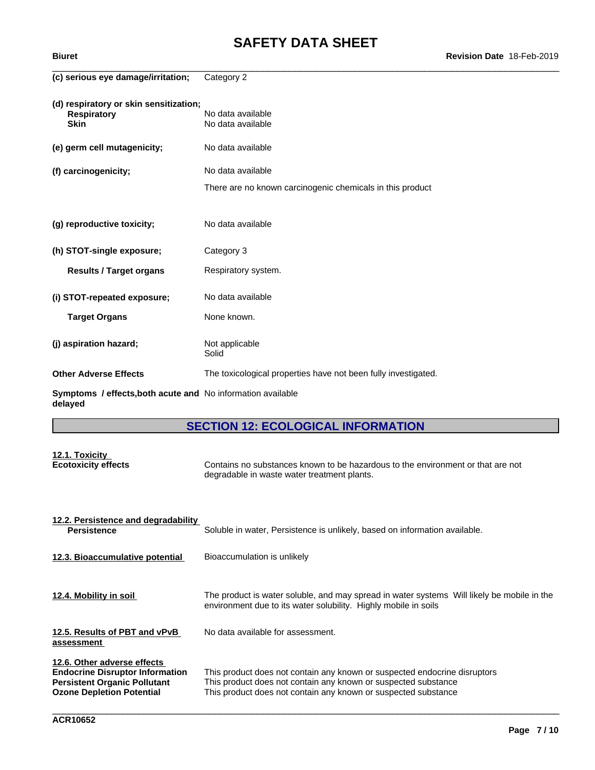**(c) serious eye damage/irritation;** Category 2

**(d) respiratory or skin sensitization;**

**Respiratory** No data available

**Skin** No data available

**(e) germ cell mutagenicity;** No data available

**(f) carcinogenicity;** No data available

There are no known carcinogenic chemicals in this product

**(g) reproductive toxicity;** No data available

**(h) STOT-single exposure;** Category 3

**Results / Target organs** Respiratory system.

**(i) STOT-repeated exposure;** No data available

**Target Organs** None known.

**(j) aspiration hazard;** Not applicable
Solid

**Other Adverse Effects** The toxicological properties have not been fully investigated.

**Symptoms / effects,both acute and delayed** No information available

## SECTION 12: ECOLOGICAL INFORMATION

**12.1. Toxicity**

**Ecotoxicity effects** Contains no substances known to be hazardous to the environment or that are not degradable in waste water treatment plants.

**12.2. Persistence and degradability**

**Persistence** Soluble in water, Persistence is unlikely, based on information available.

**12.3. Bioaccumulative potential** Bioaccumulation is unlikely

**12.4. Mobility in soil** The product is water soluble, and may spread in water systems Will likely be mobile in the environment due to its water solubility. Highly mobile in soils

**12.5. Results of PBT and vPvB assessment** No data available for assessment.

**12.6. Other adverse effects**

**Endocrine Disruptor Information** This product does not contain any known or suspected endocrine disruptors

**Persistent Organic Pollutant** This product does not contain any known or suspected substance

**Ozone Depletion Potential** This product does not contain any known or suspected substance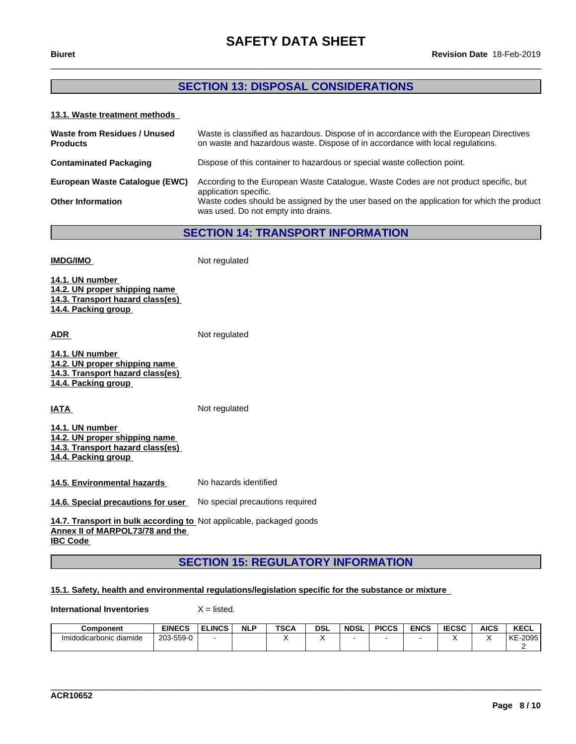## SECTION 13: DISPOSAL CONSIDERATIONS

### 13.1. Waste treatment methods

**Waste from Residues / Unused Products** — Waste is classified as hazardous. Dispose of in accordance with the European Directives on waste and hazardous waste. Dispose of in accordance with local regulations.

**Contaminated Packaging** — Dispose of this container to hazardous or special waste collection point.

**European Waste Catalogue (EWC)** — According to the European Waste Catalogue, Waste Codes are not product specific, but application specific.

**Other Information** — Waste codes should be assigned by the user based on the application for which the product was used. Do not empty into drains.

## SECTION 14: TRANSPORT INFORMATION

**IMDG/IMO** — Not regulated

**14.1. UN number**
**14.2. UN proper shipping name**
**14.3. Transport hazard class(es)**
**14.4. Packing group**

**ADR** — Not regulated

**14.1. UN number**
**14.2. UN proper shipping name**
**14.3. Transport hazard class(es)**
**14.4. Packing group**

**IATA** — Not regulated

**14.1. UN number**
**14.2. UN proper shipping name**
**14.3. Transport hazard class(es)**
**14.4. Packing group**

**14.5. Environmental hazards** — No hazards identified

**14.6. Special precautions for user** — No special precautions required

**14.7. Transport in bulk according to Annex II of MARPOL73/78 and the IBC Code** — Not applicable, packaged goods

## SECTION 15: REGULATORY INFORMATION

### 15.1. Safety, health and environmental regulations/legislation specific for the substance or mixture

**International Inventories** X = listed.

| Component | EINECS | ELINCS | NLP | TSCA | DSL | NDSL | PICCS | ENCS | IECSC | AICS | KECL |
|---|---|---|---|---|---|---|---|---|---|---|---|
| Imidodicarbonic diamide | 203-559-0 | - | | X | X | - | - | - | X | X | KE-20952 |

ACR10652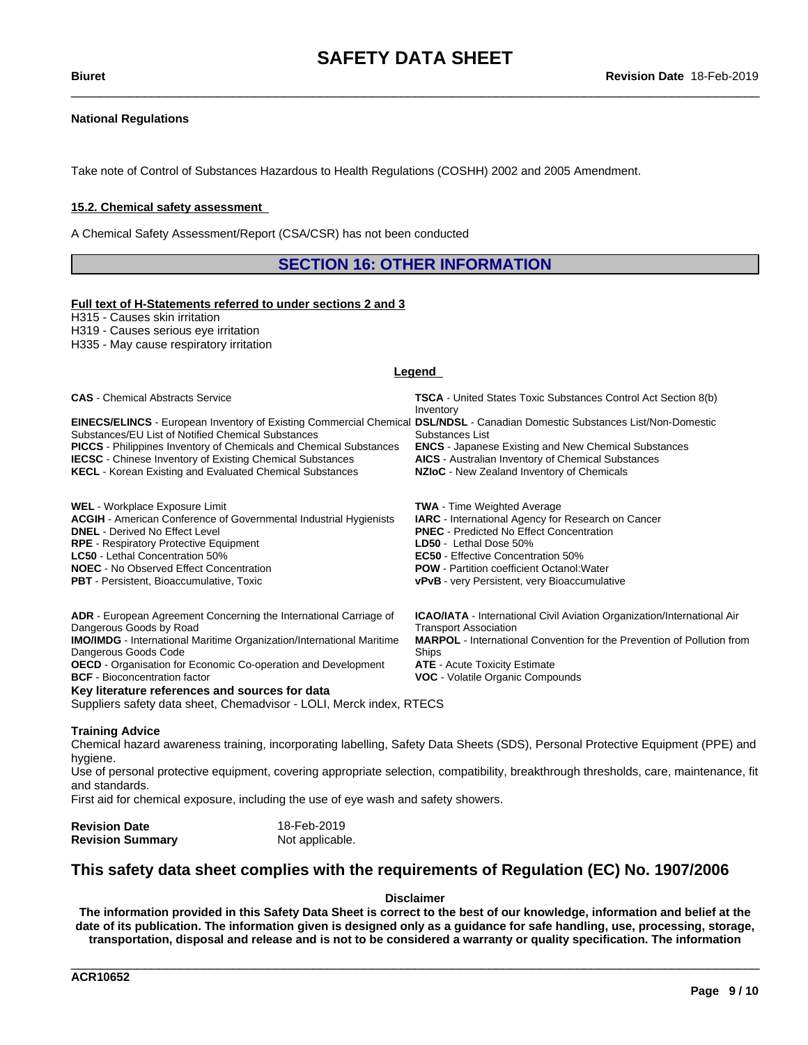**National Regulations**

Take note of Control of Substances Hazardous to Health Regulations (COSHH) 2002 and 2005 Amendment.

**15.2. Chemical safety assessment**

A Chemical Safety Assessment/Report (CSA/CSR) has not been conducted

## SECTION 16: OTHER INFORMATION

**Full text of H-Statements referred to under sections 2 and 3**

H315 - Causes skin irritation
H319 - Causes serious eye irritation
H335 - May cause respiratory irritation

**Legend**

**CAS** - Chemical Abstracts Service
**EINECS/ELINCS** - European Inventory of Existing Commercial Chemical Substances/EU List of Notified Chemical Substances
**PICCS** - Philippines Inventory of Chemicals and Chemical Substances
**IECSC** - Chinese Inventory of Existing Chemical Substances
**KECL** - Korean Existing and Evaluated Chemical Substances
**TSCA** - United States Toxic Substances Control Act Section 8(b) Inventory
**DSL/NDSL** - Canadian Domestic Substances List/Non-Domestic Substances List
**ENCS** - Japanese Existing and New Chemical Substances
**AICS** - Australian Inventory of Chemical Substances
**NZIoC** - New Zealand Inventory of Chemicals

**WEL** - Workplace Exposure Limit
**ACGIH** - American Conference of Governmental Industrial Hygienists
**DNEL** - Derived No Effect Level
**RPE** - Respiratory Protective Equipment
**LC50** - Lethal Concentration 50%
**NOEC** - No Observed Effect Concentration
**PBT** - Persistent, Bioaccumulative, Toxic
**TWA** - Time Weighted Average
**IARC** - International Agency for Research on Cancer
**PNEC** - Predicted No Effect Concentration
**LD50** - Lethal Dose 50%
**EC50** - Effective Concentration 50%
**POW** - Partition coefficient Octanol:Water
**vPvB** - very Persistent, very Bioaccumulative

**ADR** - European Agreement Concerning the International Carriage of Dangerous Goods by Road
**IMO/IMDG** - International Maritime Organization/International Maritime Dangerous Goods Code
**OECD** - Organisation for Economic Co-operation and Development
**BCF** - Bioconcentration factor
**ICAO/IATA** - International Civil Aviation Organization/International Air Transport Association
**MARPOL** - International Convention for the Prevention of Pollution from Ships
**ATE** - Acute Toxicity Estimate
**VOC** - Volatile Organic Compounds

**Key literature references and sources for data**

Suppliers safety data sheet, Chemadvisor - LOLI, Merck index, RTECS

**Training Advice**

Chemical hazard awareness training, incorporating labelling, Safety Data Sheets (SDS), Personal Protective Equipment (PPE) and hygiene.
Use of personal protective equipment, covering appropriate selection, compatibility, breakthrough thresholds, care, maintenance, fit and standards.
First aid for chemical exposure, including the use of eye wash and safety showers.

**Revision Date** 18-Feb-2019
**Revision Summary** Not applicable.

## This safety data sheet complies with the requirements of Regulation (EC) No. 1907/2006

**Disclaimer**

**The information provided in this Safety Data Sheet is correct to the best of our knowledge, information and belief at the date of its publication. The information given is designed only as a guidance for safe handling, use, processing, storage, transportation, disposal and release and is not to be considered a warranty or quality specification. The information**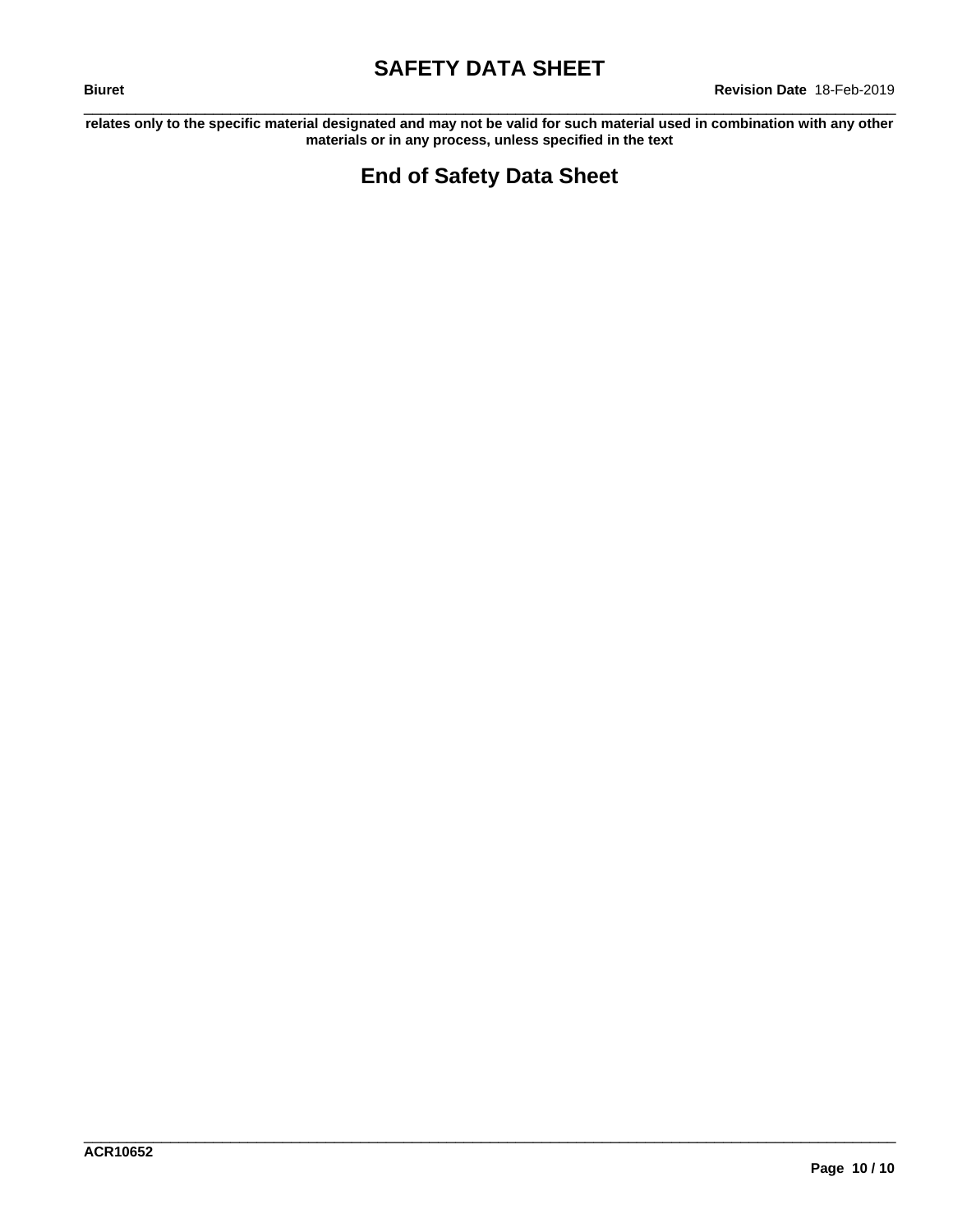**relates only to the specific material designated and may not be valid for such material used in combination with any other materials or in any process, unless specified in the text**

## End of Safety Data Sheet